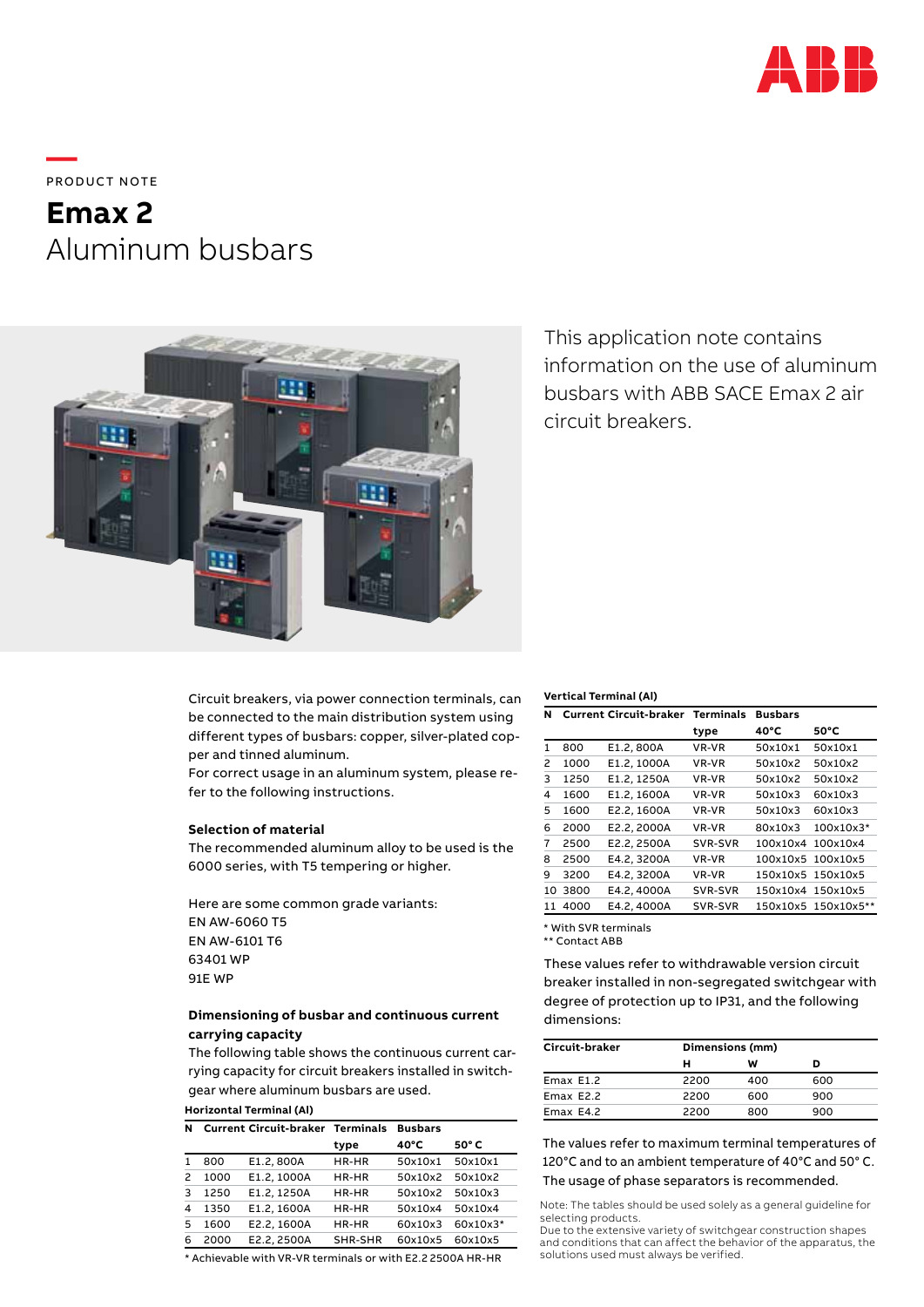PRODUCT NOTE

# Emax 2
## Aluminum busbars

This application note contains information on the use of aluminum busbars with ABB SACE Emax 2 air circuit breakers.

Circuit breakers, via power connection terminals, can be connected to the main distribution system using different types of busbars: copper, silver-plated copper and tinned aluminum.
For correct usage in an aluminum system, please refer to the following instructions.

### Selection of material

The recommended aluminum alloy to be used is the 6000 series, with T5 tempering or higher.

Here are some common grade variants:
EN AW-6060 T5
EN AW-6101 T6
63401 WP
91E WP

### Dimensioning of busbar and continuous current carrying capacity

The following table shows the continuous current carrying capacity for circuit breakers installed in switchgear where aluminum busbars are used.

**Horizontal Terminal (Al)**

| N | Current | Circuit-braker | Terminals type | Busbars 40°C | 50° C |
|---|---|---|---|---|---|
| 1 | 800 | E1.2, 800A | HR-HR | 50x10x1 | 50x10x1 |
| 2 | 1000 | E1.2, 1000A | HR-HR | 50x10x2 | 50x10x2 |
| 3 | 1250 | E1.2, 1250A | HR-HR | 50x10x2 | 50x10x3 |
| 4 | 1350 | E1.2, 1600A | HR-HR | 50x10x4 | 50x10x4 |
| 5 | 1600 | E2.2, 1600A | HR-HR | 60x10x3 | 60x10x3* |
| 6 | 2000 | E2.2, 2500A | SHR-SHR | 60x10x5 | 60x10x5 |

\* Achievable with VR-VR terminals or with E2.2 2500A HR-HR

**Vertical Terminal (Al)**

| N | Current | Circuit-braker | Terminals type | Busbars 40°C | 50°C |
|---|---|---|---|---|---|
| 1 | 800 | E1.2, 800A | VR-VR | 50x10x1 | 50x10x1 |
| 2 | 1000 | E1.2, 1000A | VR-VR | 50x10x2 | 50x10x2 |
| 3 | 1250 | E1.2, 1250A | VR-VR | 50x10x2 | 50x10x2 |
| 4 | 1600 | E1.2, 1600A | VR-VR | 50x10x3 | 60x10x3 |
| 5 | 1600 | E2.2, 1600A | VR-VR | 50x10x3 | 60x10x3 |
| 6 | 2000 | E2.2, 2000A | VR-VR | 80x10x3 | 100x10x3* |
| 7 | 2500 | E2.2, 2500A | SVR-SVR | 100x10x4 | 100x10x4 |
| 8 | 2500 | E4.2, 3200A | VR-VR | 100x10x5 | 100x10x5 |
| 9 | 3200 | E4.2, 3200A | VR-VR | 150x10x5 | 150x10x5 |
| 10 | 3800 | E4.2, 4000A | SVR-SVR | 150x10x4 | 150x10x5 |
| 11 | 4000 | E4.2, 4000A | SVR-SVR | 150x10x5 | 150x10x5** |

\* With SVR terminals
\*\* Contact ABB

These values refer to withdrawable version circuit breaker installed in non-segregated switchgear with degree of protection up to IP31, and the following dimensions:

| Circuit-braker | Dimensions (mm) H | W | D |
|---|---|---|---|
| Emax E1.2 | 2200 | 400 | 600 |
| Emax E2.2 | 2200 | 600 | 900 |
| Emax E4.2 | 2200 | 800 | 900 |

The values refer to maximum terminal temperatures of 120°C and to an ambient temperature of 40°C and 50° C.
The usage of phase separators is recommended.

Note: The tables should be used solely as a general guideline for selecting products.
Due to the extensive variety of switchgear construction shapes and conditions that can affect the behavior of the apparatus, the solutions used must always be verified.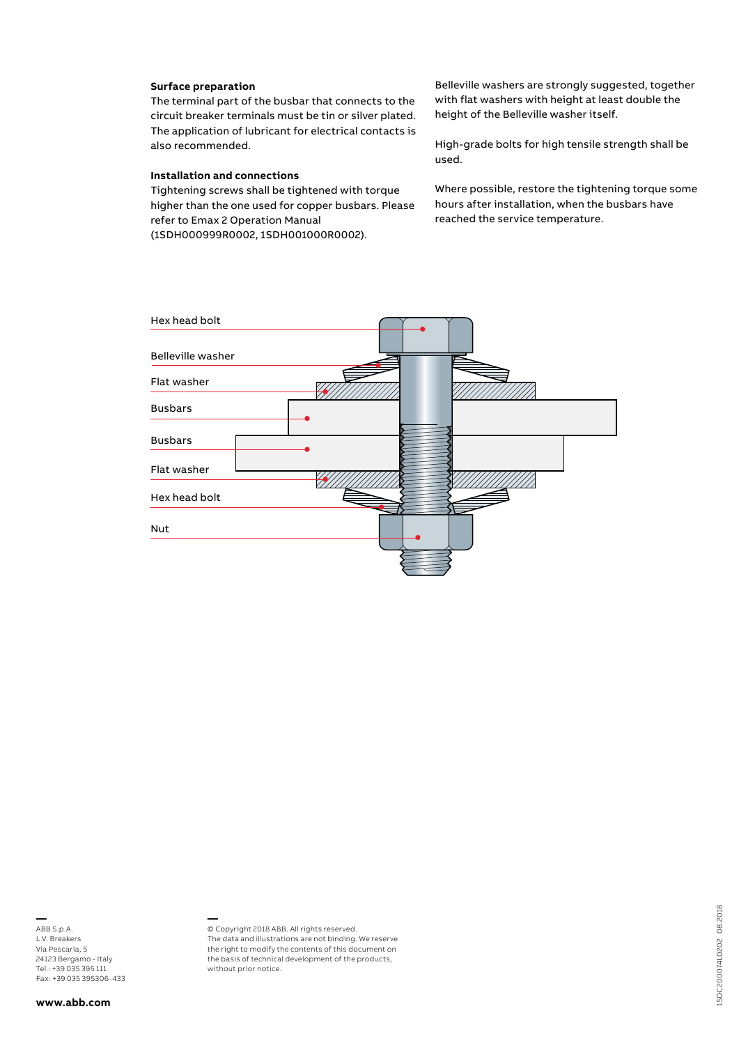### Surface preparation

The terminal part of the busbar that connects to the circuit breaker terminals must be tin or silver plated. The application of lubricant for electrical contacts is also recommended.

### Installation and connections

Tightening screws shall be tightened with torque higher than the one used for copper busbars. Please refer to Emax 2 Operation Manual (1SDH000999R0002, 1SDH001000R0002).

Belleville washers are strongly suggested, together with flat washers with height at least double the height of the Belleville washer itself.

High-grade bolts for high tensile strength shall be used.

Where possible, restore the tightening torque some hours after installation, when the busbars have reached the service temperature.

Hex head bolt
Belleville washer
Flat washer
Busbars
Busbars
Flat washer
Hex head bolt
Nut

ABB S.p.A.
L.V. Breakers
Via Pescaria, 5
24123 Bergamo - Italy
Tel.: +39 035 395 111
Fax: +39 035 395306-433

**www.abb.com**

© Copyright 2018 ABB. All rights reserved.
The data and illustrations are not binding. We reserve the right to modify the contents of this document on the basis of technical development of the products, without prior notice.

1SDC200074L0202 08.2018